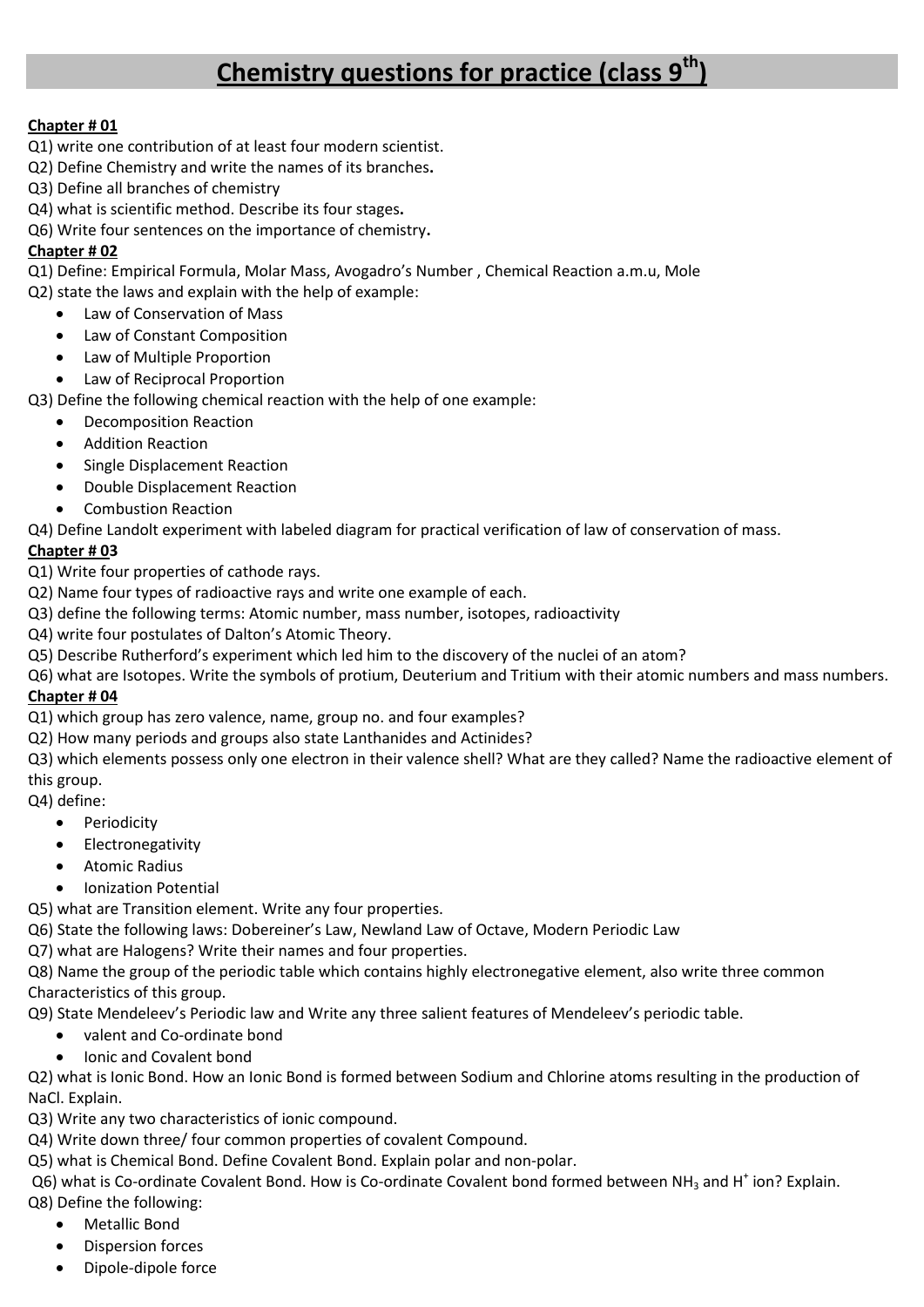# Chemistry questions for practice (class 9$^{th}$)

**Chapter # 01**

Q1) write one contribution of at least four modern scientist.
Q2) Define Chemistry and write the names of its branches**.**
Q3) Define all branches of chemistry
Q4) what is scientific method. Describe its four stages**.**
Q6) Write four sentences on the importance of chemistry**.**

**Chapter # 02**

Q1) Define: Empirical Formula, Molar Mass, Avogadro's Number , Chemical Reaction a.m.u, Mole
Q2) state the laws and explain with the help of example:

- Law of Conservation of Mass
- Law of Constant Composition
- Law of Multiple Proportion
- Law of Reciprocal Proportion

Q3) Define the following chemical reaction with the help of one example:

- Decomposition Reaction
- Addition Reaction
- Single Displacement Reaction
- Double Displacement Reaction
- Combustion Reaction

Q4) Define Landolt experiment with labeled diagram for practical verification of law of conservation of mass.

**Chapter # 03**

Q1) Write four properties of cathode rays.
Q2) Name four types of radioactive rays and write one example of each.
Q3) define the following terms: Atomic number, mass number, isotopes, radioactivity
Q4) write four postulates of Dalton's Atomic Theory.
Q5) Describe Rutherford's experiment which led him to the discovery of the nuclei of an atom?
Q6) what are Isotopes. Write the symbols of protium, Deuterium and Tritium with their atomic numbers and mass numbers.

**Chapter # 04**

Q1) which group has zero valence, name, group no. and four examples?
Q2) How many periods and groups also state Lanthanides and Actinides?
Q3) which elements possess only one electron in their valence shell? What are they called? Name the radioactive element of this group.
Q4) define:

- Periodicity
- Electronegativity
- Atomic Radius
- Ionization Potential

Q5) what are Transition element. Write any four properties.
Q6) State the following laws: Dobereiner's Law, Newland Law of Octave, Modern Periodic Law
Q7) what are Halogens? Write their names and four properties.
Q8) Name the group of the periodic table which contains highly electronegative element, also write three common Characteristics of this group.
Q9) State Mendeleev's Periodic law and Write any three salient features of Mendeleev's periodic table.

- valent and Co-ordinate bond
- Ionic and Covalent bond

Q2) what is Ionic Bond. How an Ionic Bond is formed between Sodium and Chlorine atoms resulting in the production of NaCl. Explain.
Q3) Write any two characteristics of ionic compound.
Q4) Write down three/ four common properties of covalent Compound.
Q5) what is Chemical Bond. Define Covalent Bond. Explain polar and non-polar.
Q6) what is Co-ordinate Covalent Bond. How is Co-ordinate Covalent bond formed between $NH_3$ and $H^+$ ion? Explain.
Q8) Define the following:

- Metallic Bond
- Dispersion forces
- Dipole-dipole force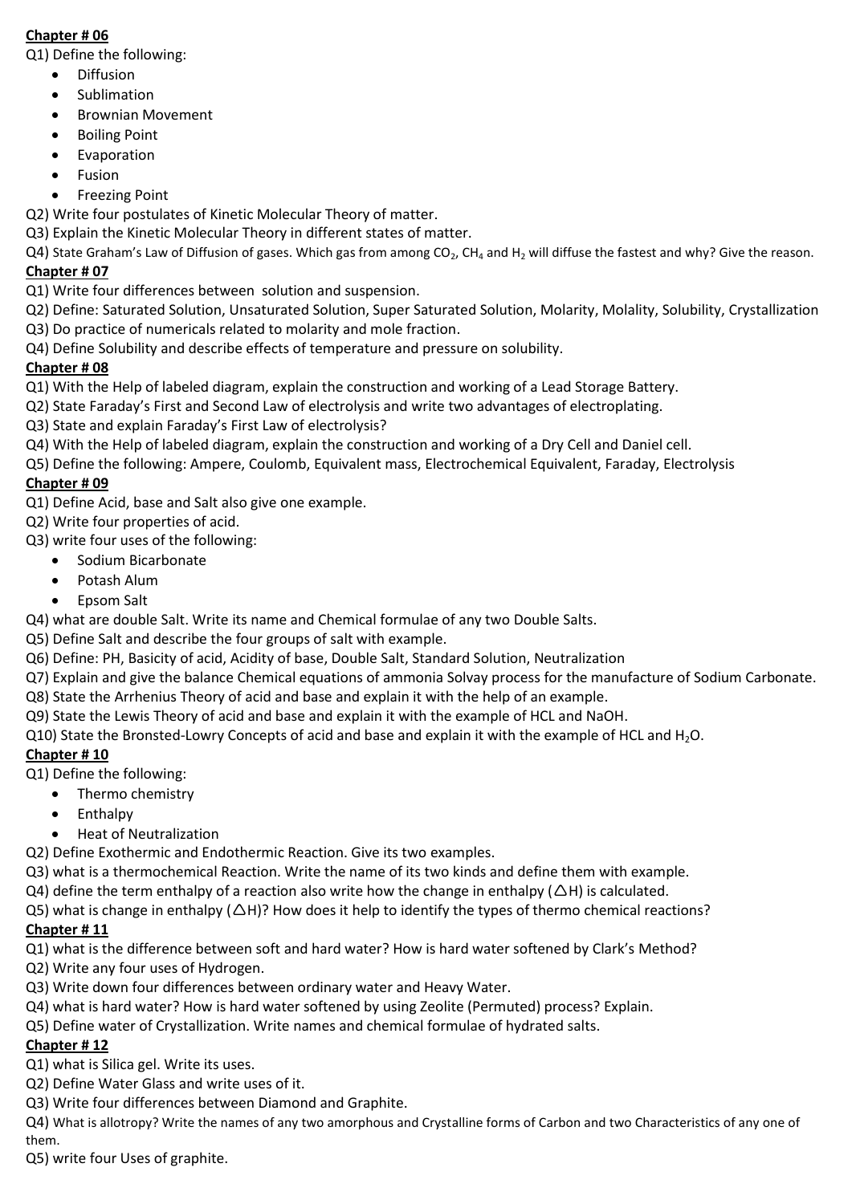**Chapter # 06**

Q1) Define the following:

- Diffusion
- Sublimation
- Brownian Movement
- Boiling Point
- Evaporation
- Fusion
- Freezing Point

Q2) Write four postulates of Kinetic Molecular Theory of matter.

Q3) Explain the Kinetic Molecular Theory in different states of matter.

Q4) State Graham's Law of Diffusion of gases. Which gas from among $CO_2$, $CH_4$ and $H_2$ will diffuse the fastest and why? Give the reason.

**Chapter # 07**

Q1) Write four differences between solution and suspension.

Q2) Define: Saturated Solution, Unsaturated Solution, Super Saturated Solution, Molarity, Molality, Solubility, Crystallization

Q3) Do practice of numericals related to molarity and mole fraction.

Q4) Define Solubility and describe effects of temperature and pressure on solubility.

**Chapter # 08**

Q1) With the Help of labeled diagram, explain the construction and working of a Lead Storage Battery.

Q2) State Faraday's First and Second Law of electrolysis and write two advantages of electroplating.

Q3) State and explain Faraday's First Law of electrolysis?

Q4) With the Help of labeled diagram, explain the construction and working of a Dry Cell and Daniel cell.

Q5) Define the following: Ampere, Coulomb, Equivalent mass, Electrochemical Equivalent, Faraday, Electrolysis

**Chapter # 09**

Q1) Define Acid, base and Salt also give one example.

Q2) Write four properties of acid.

Q3) write four uses of the following:

- Sodium Bicarbonate
- Potash Alum
- Epsom Salt

Q4) what are double Salt. Write its name and Chemical formulae of any two Double Salts.

Q5) Define Salt and describe the four groups of salt with example.

Q6) Define: PH, Basicity of acid, Acidity of base, Double Salt, Standard Solution, Neutralization

Q7) Explain and give the balance Chemical equations of ammonia Solvay process for the manufacture of Sodium Carbonate.

Q8) State the Arrhenius Theory of acid and base and explain it with the help of an example.

Q9) State the Lewis Theory of acid and base and explain it with the example of HCL and NaOH.

Q10) State the Bronsted-Lowry Concepts of acid and base and explain it with the example of HCL and $H_2O$.

**Chapter # 10**

Q1) Define the following:

- Thermo chemistry
- Enthalpy
- Heat of Neutralization

Q2) Define Exothermic and Endothermic Reaction. Give its two examples.

Q3) what is a thermochemical Reaction. Write the name of its two kinds and define them with example.

Q4) define the term enthalpy of a reaction also write how the change in enthalpy ($\triangle H$) is calculated.

Q5) what is change in enthalpy ($\triangle H$)? How does it help to identify the types of thermo chemical reactions?

**Chapter # 11**

Q1) what is the difference between soft and hard water? How is hard water softened by Clark's Method?

Q2) Write any four uses of Hydrogen.

Q3) Write down four differences between ordinary water and Heavy Water.

Q4) what is hard water? How is hard water softened by using Zeolite (Permuted) process? Explain.

Q5) Define water of Crystallization. Write names and chemical formulae of hydrated salts.

**Chapter # 12**

Q1) what is Silica gel. Write its uses.

Q2) Define Water Glass and write uses of it.

Q3) Write four differences between Diamond and Graphite.

Q4) What is allotropy? Write the names of any two amorphous and Crystalline forms of Carbon and two Characteristics of any one of them.

Q5) write four Uses of graphite.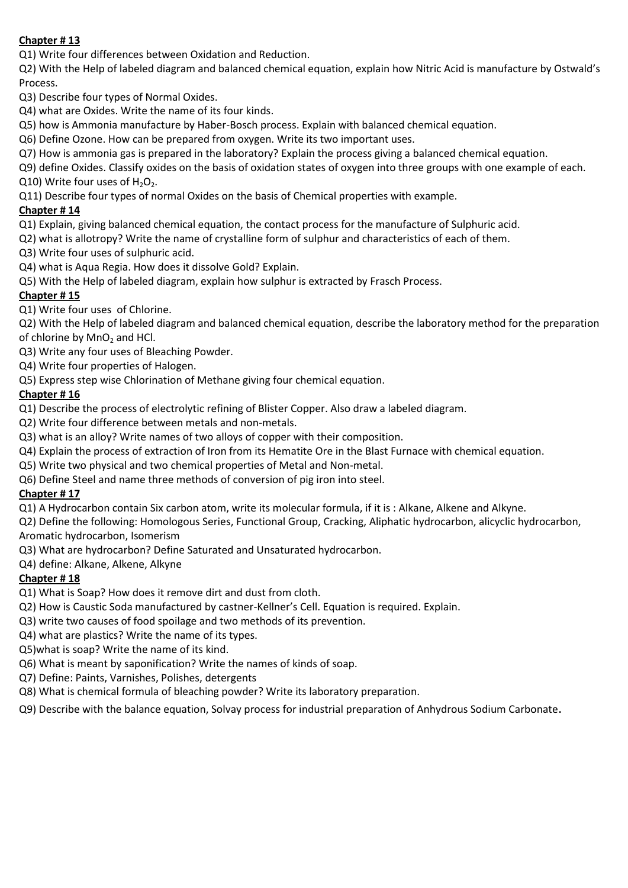**Chapter # 13**

Q1) Write four differences between Oxidation and Reduction.

Q2) With the Help of labeled diagram and balanced chemical equation, explain how Nitric Acid is manufacture by Ostwald's Process.

Q3) Describe four types of Normal Oxides.

Q4) what are Oxides. Write the name of its four kinds.

Q5) how is Ammonia manufacture by Haber-Bosch process. Explain with balanced chemical equation.

Q6) Define Ozone. How can be prepared from oxygen. Write its two important uses.

Q7) How is ammonia gas is prepared in the laboratory? Explain the process giving a balanced chemical equation.

Q9) define Oxides. Classify oxides on the basis of oxidation states of oxygen into three groups with one example of each.

Q10) Write four uses of $H_2O_2$.

Q11) Describe four types of normal Oxides on the basis of Chemical properties with example.

**Chapter # 14**

Q1) Explain, giving balanced chemical equation, the contact process for the manufacture of Sulphuric acid.

Q2) what is allotropy? Write the name of crystalline form of sulphur and characteristics of each of them.

Q3) Write four uses of sulphuric acid.

Q4) what is Aqua Regia. How does it dissolve Gold? Explain.

Q5) With the Help of labeled diagram, explain how sulphur is extracted by Frasch Process.

**Chapter # 15**

Q1) Write four uses of Chlorine.

Q2) With the Help of labeled diagram and balanced chemical equation, describe the laboratory method for the preparation of chlorine by $MnO_2$ and HCl.

Q3) Write any four uses of Bleaching Powder.

Q4) Write four properties of Halogen.

Q5) Express step wise Chlorination of Methane giving four chemical equation.

**Chapter # 16**

Q1) Describe the process of electrolytic refining of Blister Copper. Also draw a labeled diagram.

Q2) Write four difference between metals and non-metals.

Q3) what is an alloy? Write names of two alloys of copper with their composition.

Q4) Explain the process of extraction of Iron from its Hematite Ore in the Blast Furnace with chemical equation.

Q5) Write two physical and two chemical properties of Metal and Non-metal.

Q6) Define Steel and name three methods of conversion of pig iron into steel.

**Chapter # 17**

Q1) A Hydrocarbon contain Six carbon atom, write its molecular formula, if it is : Alkane, Alkene and Alkyne.

Q2) Define the following: Homologous Series, Functional Group, Cracking, Aliphatic hydrocarbon, alicyclic hydrocarbon, Aromatic hydrocarbon, Isomerism

Q3) What are hydrocarbon? Define Saturated and Unsaturated hydrocarbon.

Q4) define: Alkane, Alkene, Alkyne

**Chapter # 18**

Q1) What is Soap? How does it remove dirt and dust from cloth.

Q2) How is Caustic Soda manufactured by castner-Kellner's Cell. Equation is required. Explain.

Q3) write two causes of food spoilage and two methods of its prevention.

Q4) what are plastics? Write the name of its types.

Q5)what is soap? Write the name of its kind.

Q6) What is meant by saponification? Write the names of kinds of soap.

Q7) Define: Paints, Varnishes, Polishes, detergents

Q8) What is chemical formula of bleaching powder? Write its laboratory preparation.

Q9) Describe with the balance equation, Solvay process for industrial preparation of Anhydrous Sodium Carbonate.